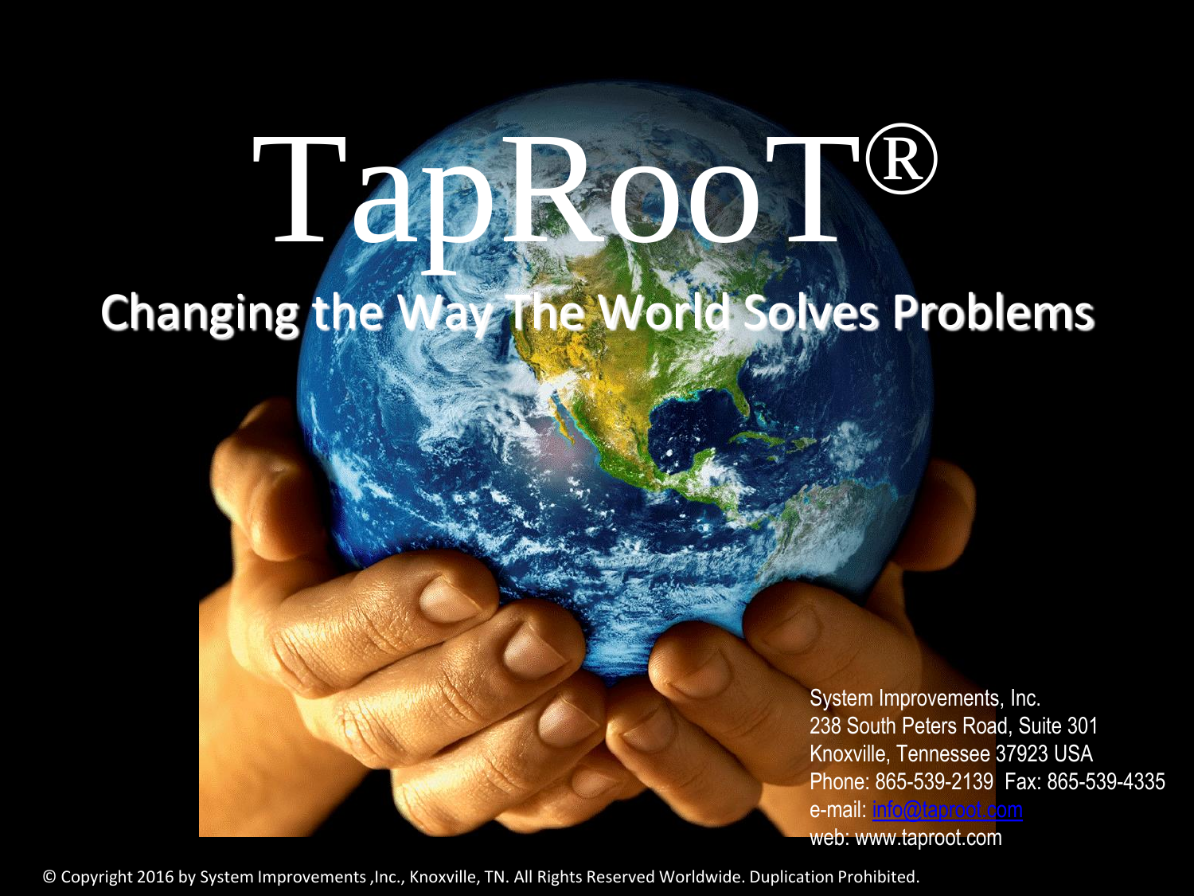# TapRooT®

## Changing the Way The World Solves Problems

System Improvements, Inc.
238 South Peters Road, Suite 301
Knoxville, Tennessee 37923 USA
Phone: 865-539-2139 Fax: 865-539-4335
e-mail: info@taproot.com
web: www.taproot.com

© Copyright 2016 by System Improvements ,Inc., Knoxville, TN. All Rights Reserved Worldwide. Duplication Prohibited.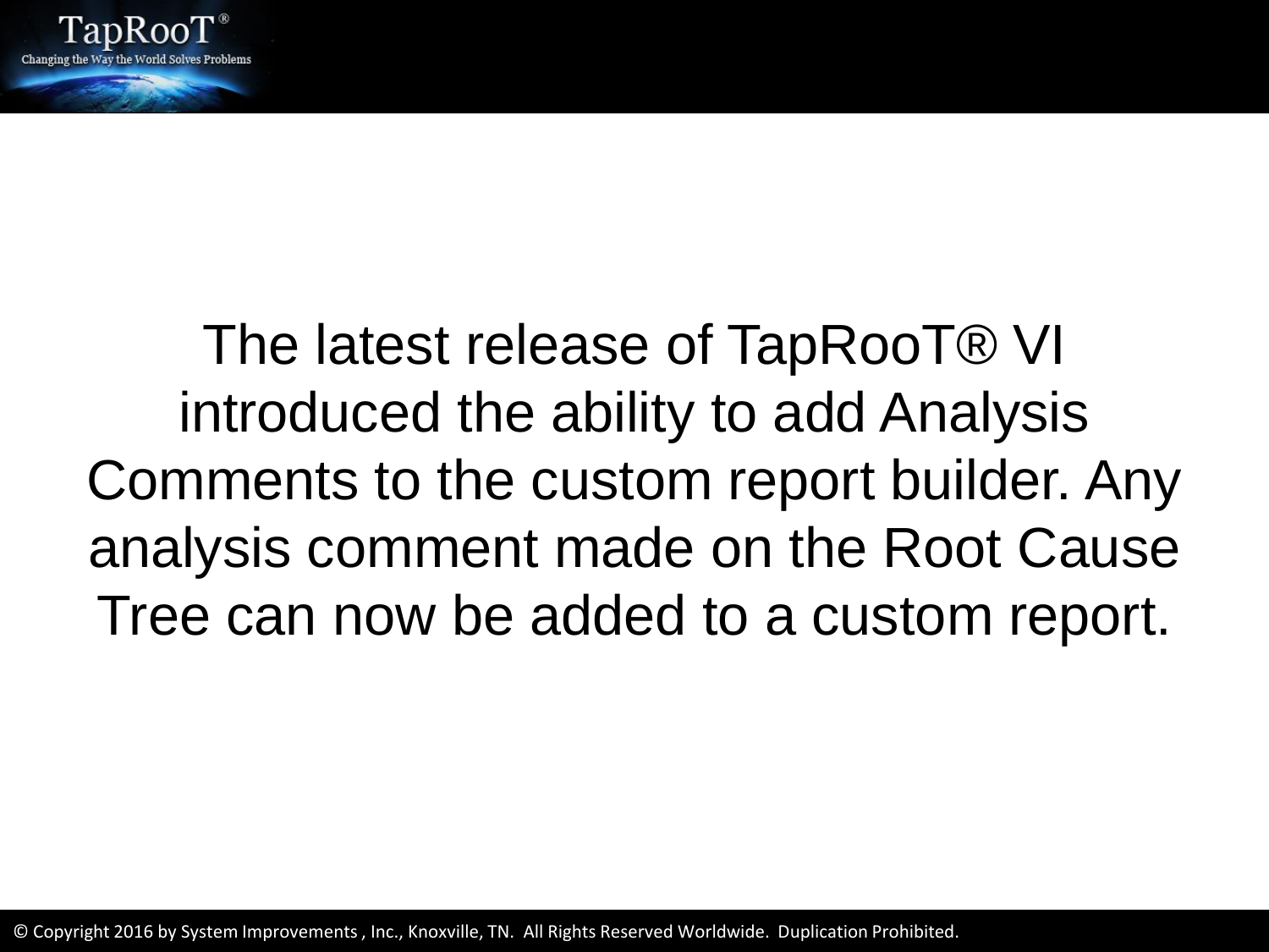The latest release of TapRooT® VI introduced the ability to add Analysis Comments to the custom report builder. Any analysis comment made on the Root Cause Tree can now be added to a custom report.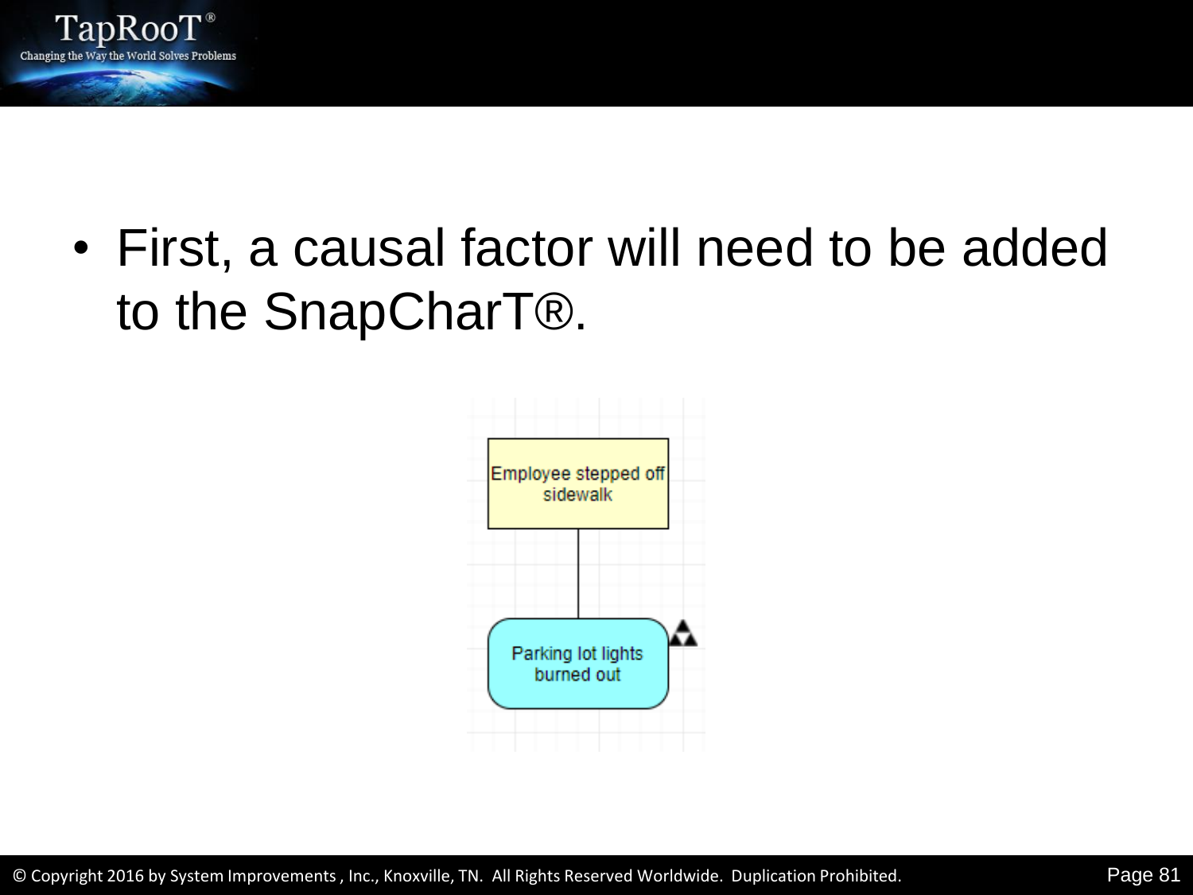- First, a causal factor will need to be added to the SnapCharT®.

Employee stepped off sidewalk

Parking lot lights burned out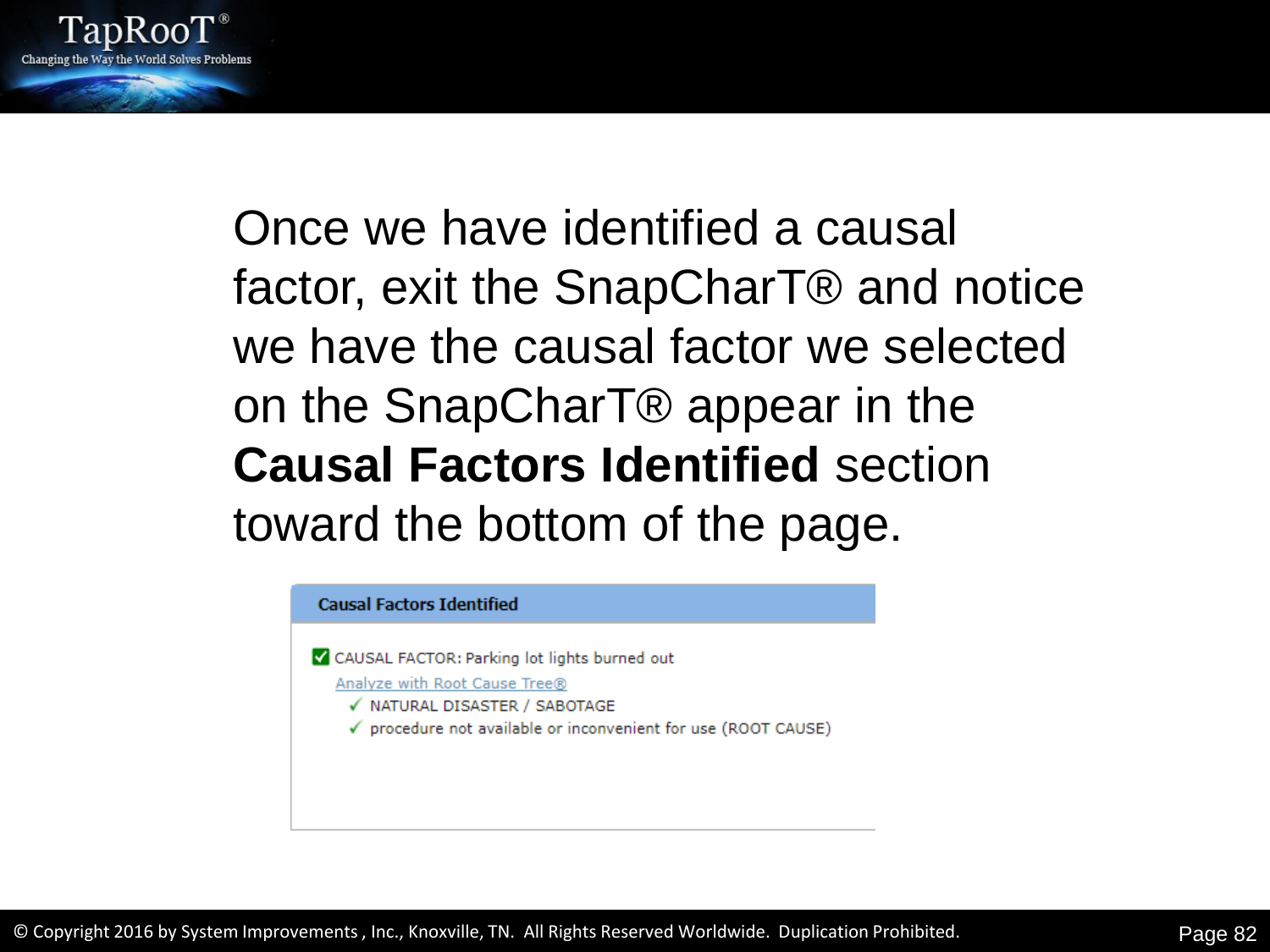Once we have identified a causal factor, exit the SnapCharT® and notice we have the causal factor we selected on the SnapCharT® appear in the **Causal Factors Identified** section toward the bottom of the page.

**Causal Factors Identified**

☑ CAUSAL FACTOR: Parking lot lights burned out

Analyze with Root Cause Tree®

- ✓ NATURAL DISASTER / SABOTAGE
- ✓ procedure not available or inconvenient for use (ROOT CAUSE)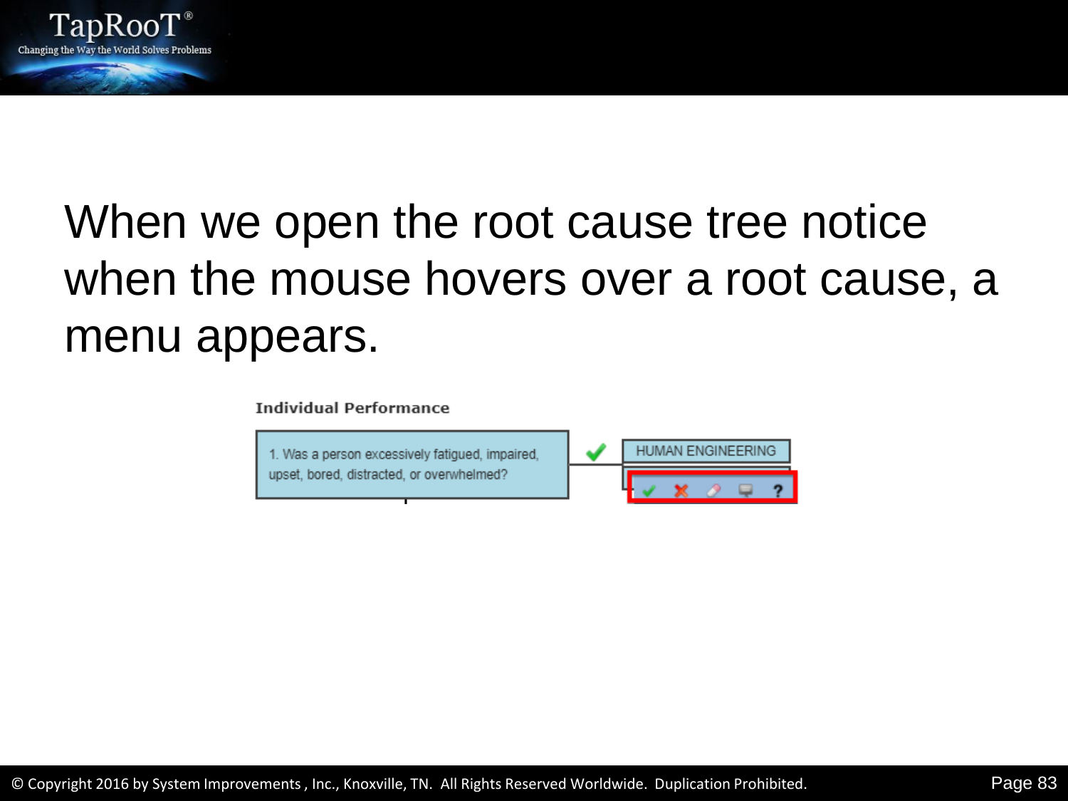When we open the root cause tree notice when the mouse hovers over a root cause, a menu appears.

Individual Performance

1. Was a person excessively fatigued, impaired, upset, bored, distracted, or overwhelmed?

HUMAN ENGINEERING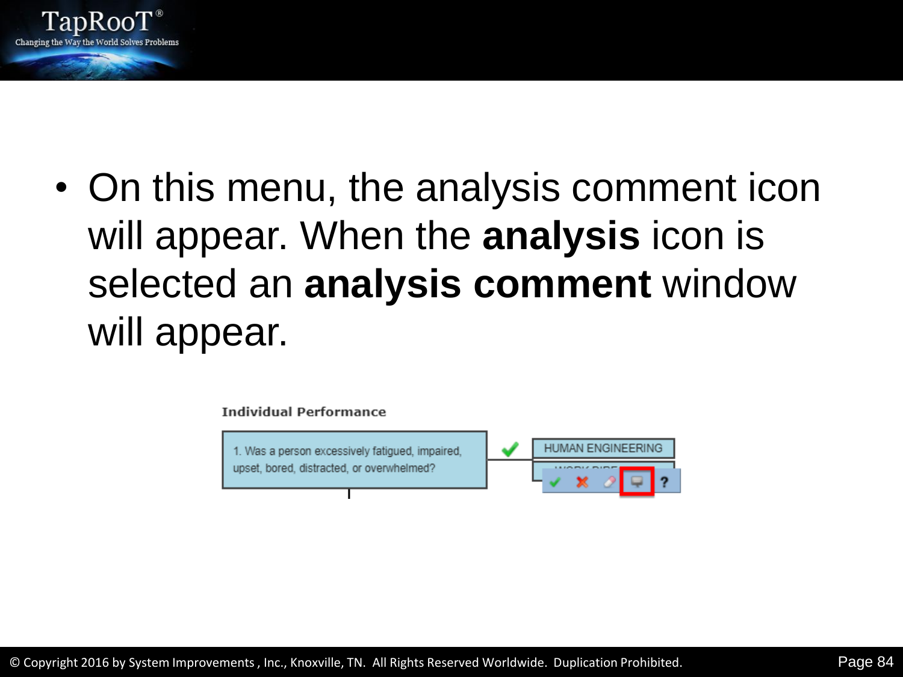- On this menu, the analysis comment icon will appear. When the **analysis** icon is selected an **analysis comment** window will appear.

Individual Performance

1. Was a person excessively fatigued, impaired, upset, bored, distracted, or overwhelmed?

HUMAN ENGINEERING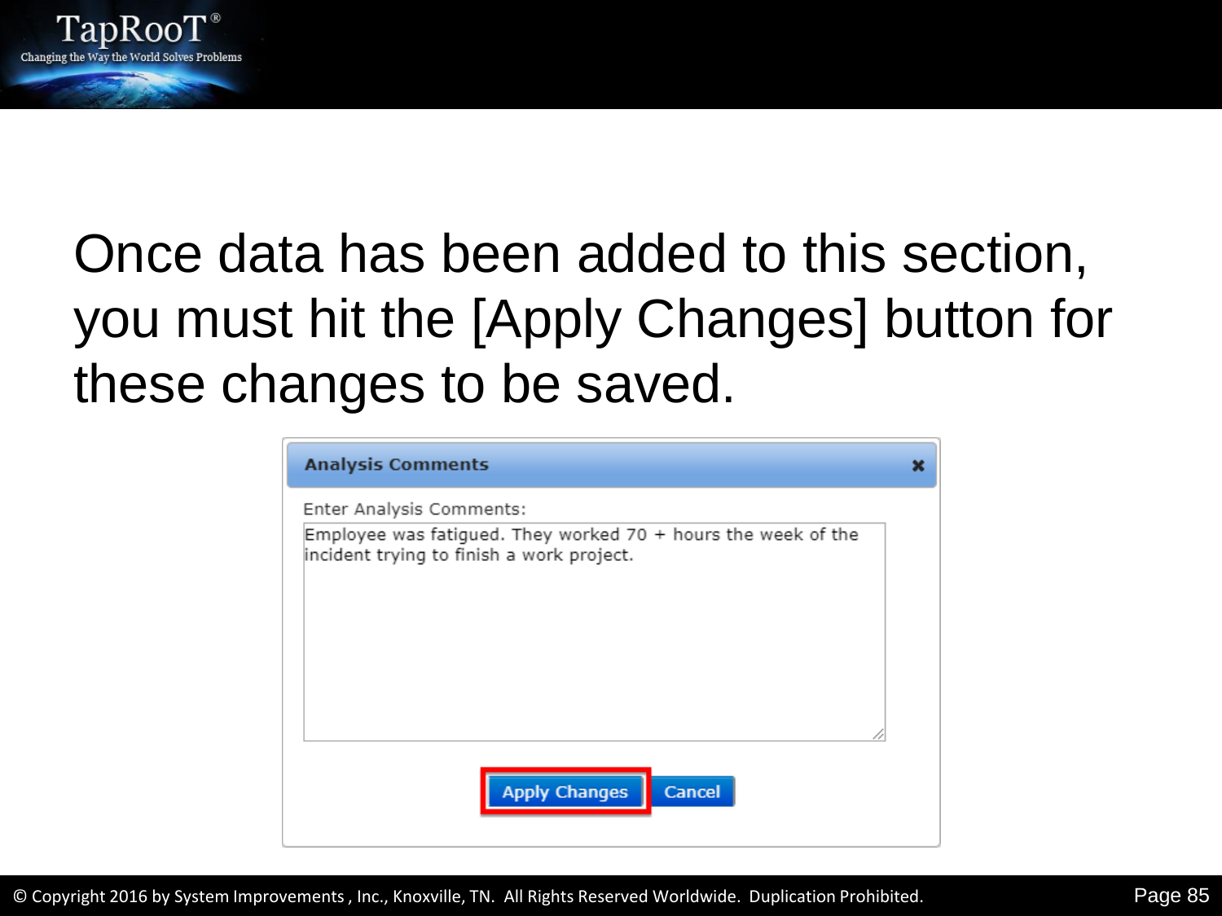Once data has been added to this section, you must hit the [Apply Changes] button for these changes to be saved.

**Analysis Comments**

Enter Analysis Comments:

Employee was fatigued. They worked 70 + hours the week of the incident trying to finish a work project.

Apply Changes | Cancel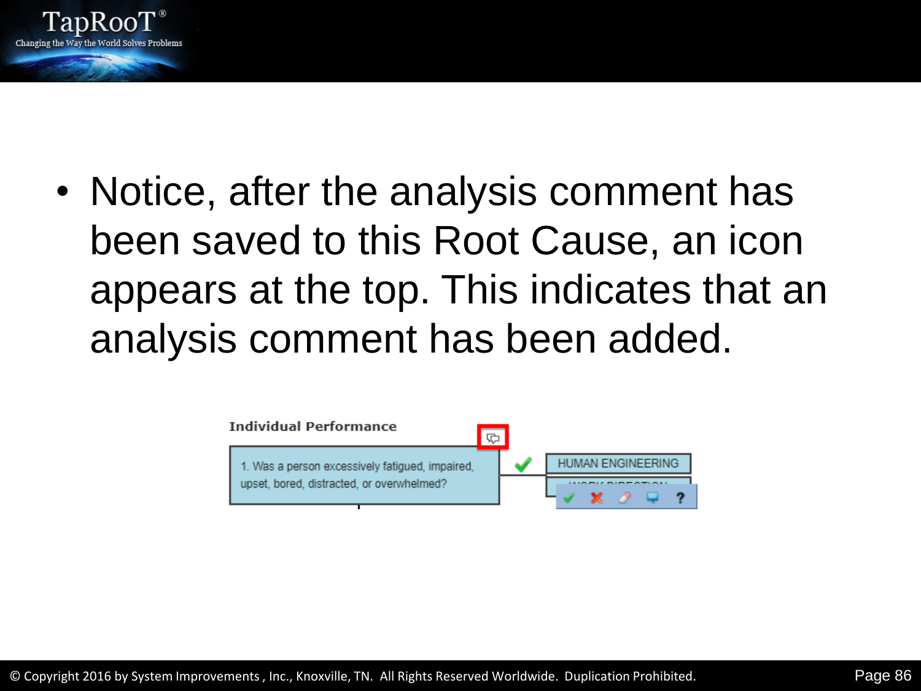- Notice, after the analysis comment has been saved to this Root Cause, an icon appears at the top. This indicates that an analysis comment has been added.

Individual Performance

1. Was a person excessively fatigued, impaired, upset, bored, distracted, or overwhelmed?

HUMAN ENGINEERING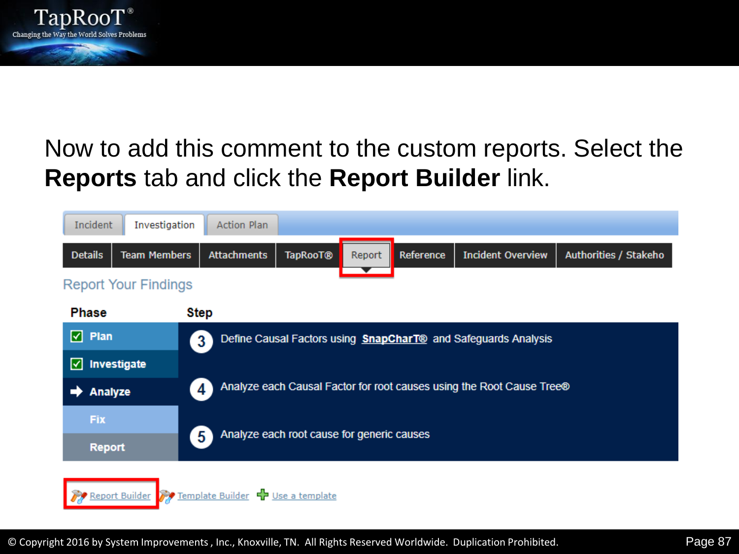Now to add this comment to the custom reports. Select the **Reports** tab and click the **Report Builder** link.

Incident | Investigation | Action Plan

Details | Team Members | Attachments | TapRooT® | Report | Reference | Incident Overview | Authorities / Stakeho

Report Your Findings

| Phase | Step |
| --- | --- |
| Plan | 3 Define Causal Factors using SnapCharT® and Safeguards Analysis |
| Investigate | |
| Analyze | 4 Analyze each Causal Factor for root causes using the Root Cause Tree® |
| Fix | |
| Report | 5 Analyze each root cause for generic causes |

Report Builder | Template Builder | Use a template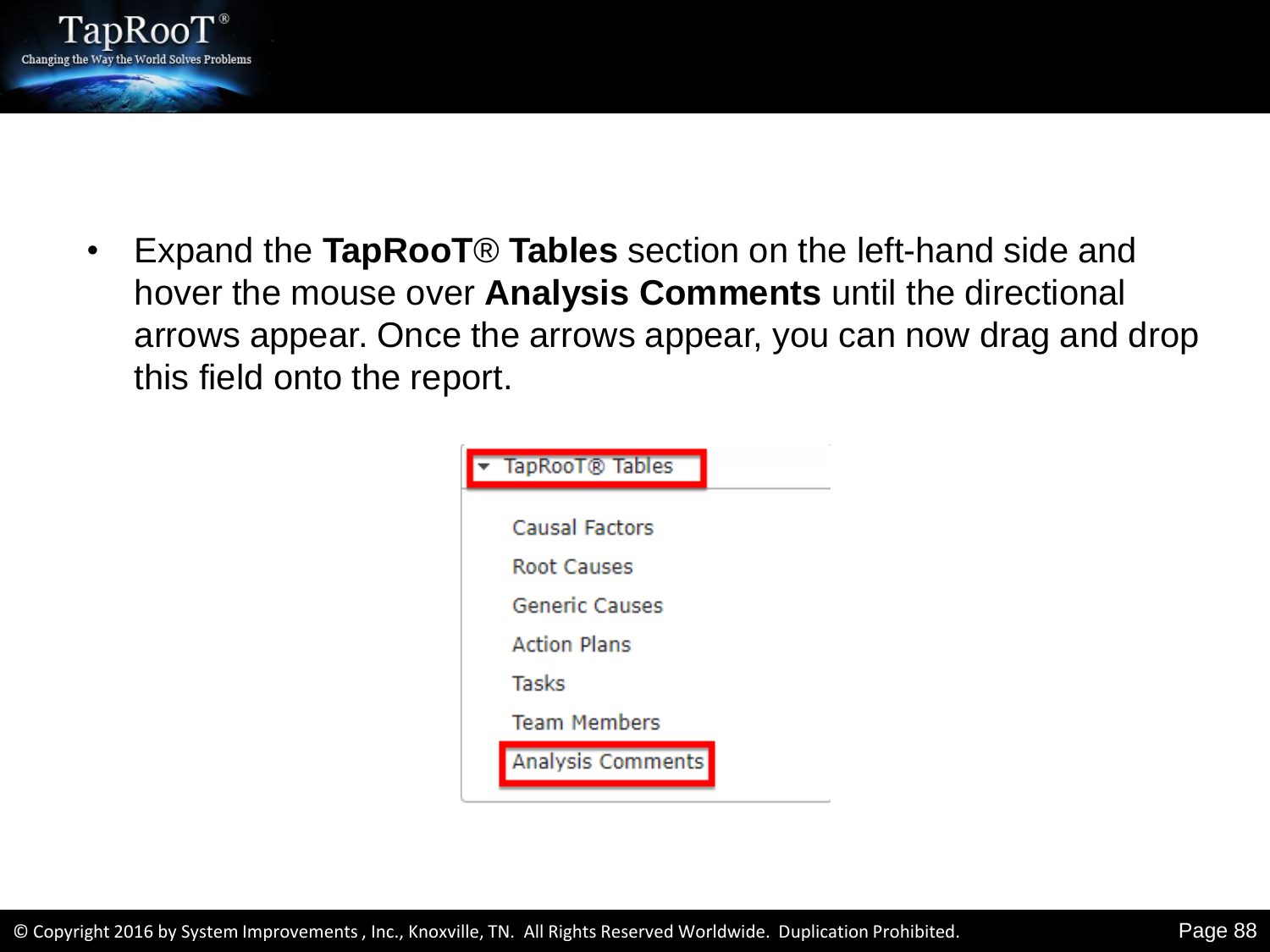- Expand the **TapRooT® Tables** section on the left-hand side and hover the mouse over **Analysis Comments** until the directional arrows appear. Once the arrows appear, you can now drag and drop this field onto the report.

▾ TapRooT® Tables

- Causal Factors
- Root Causes
- Generic Causes
- Action Plans
- Tasks
- Team Members
- Analysis Comments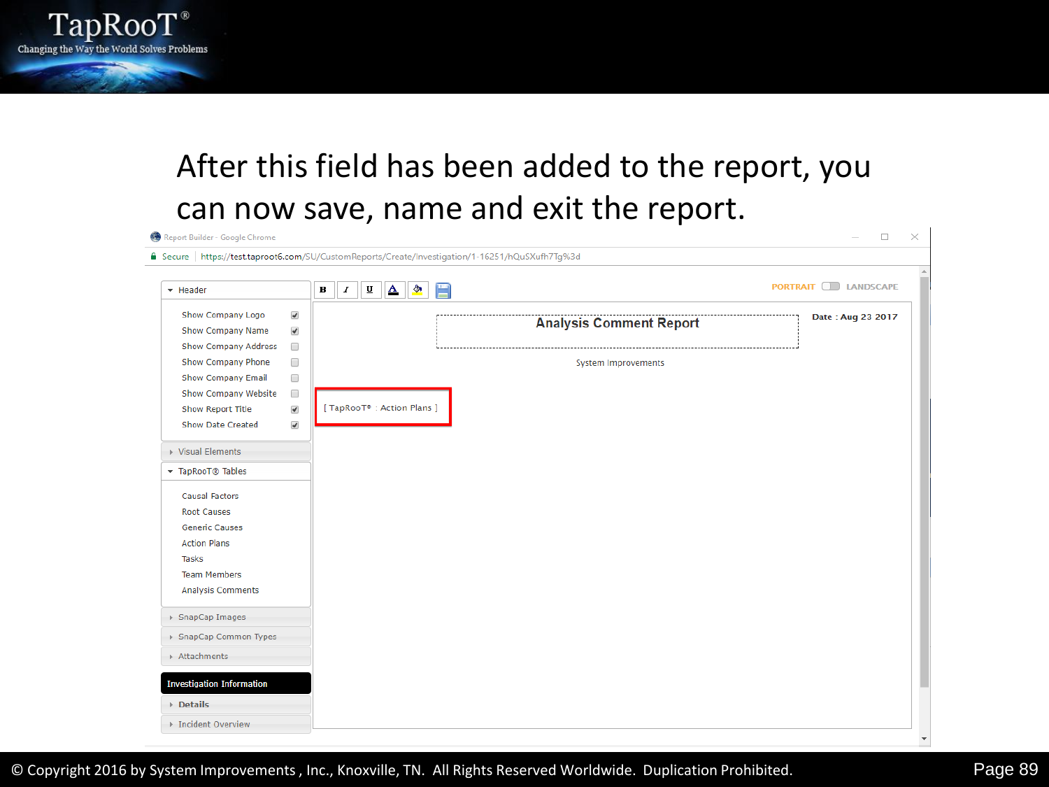After this field has been added to the report, you can now save, name and exit the report.

Report Builder - Google Chrome

Secure | https://test.taproot6.com/SU/CustomReports/Create/Investigation/1-16251/hQuSXufh7Tg%3d

Header

- Show Company Logo ☑
- Show Company Name ☑
- Show Company Address ☐
- Show Company Phone ☐
- Show Company Email ☐
- Show Company Website ☐
- Show Report Title ☑
- Show Date Created ☑

Visual Elements

TapRooT® Tables

- Causal Factors
- Root Causes
- Generic Causes
- Action Plans
- Tasks
- Team Members
- Analysis Comments

SnapCap Images

SnapCap Common Types

Attachments

Investigation Information

Details

Incident Overview

PORTRAIT LANDSCAPE

Analysis Comment Report

Date : Aug 23 2017

System Improvements

[ TapRooT® : Action Plans ]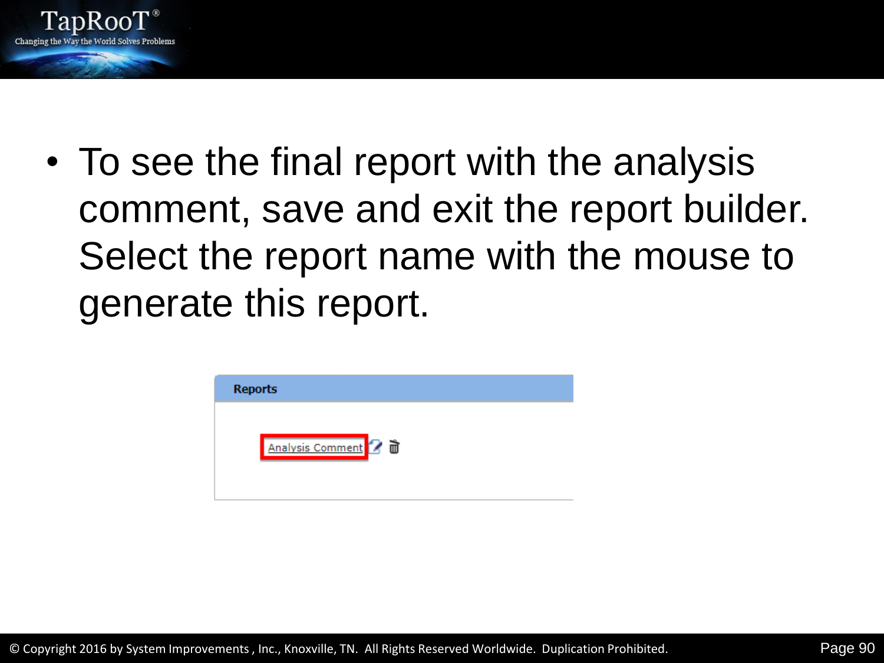- To see the final report with the analysis comment, save and exit the report builder. Select the report name with the mouse to generate this report.

**Reports**

Analysis Comment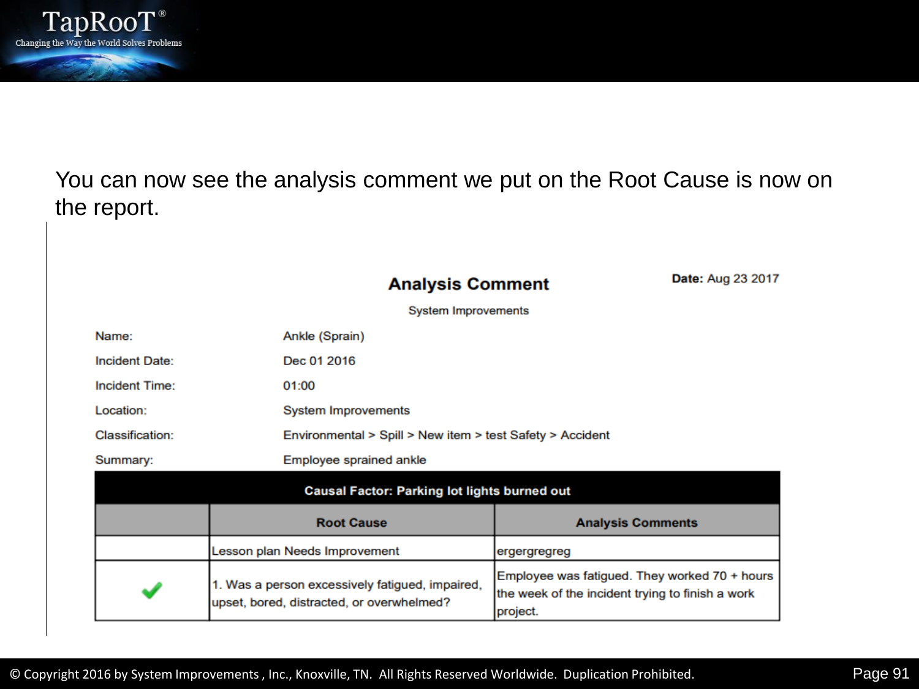You can now see the analysis comment we put on the Root Cause is now on the report.

## Analysis Comment

**Date:** Aug 23 2017

System Improvements

| | |
|---|---|
| Name: | Ankle (Sprain) |
| Incident Date: | Dec 01 2016 |
| Incident Time: | 01:00 |
| Location: | System Improvements |
| Classification: | Environmental > Spill > New item > test Safety > Accident |
| Summary: | Employee sprained ankle |

**Causal Factor: Parking lot lights burned out**

| | Root Cause | Analysis Comments |
|---|---|---|
| | Lesson plan Needs Improvement | ergergregreg |
| ✔ | 1. Was a person excessively fatigued, impaired, upset, bored, distracted, or overwhelmed? | Employee was fatigued. They worked 70 + hours the week of the incident trying to finish a work project. |